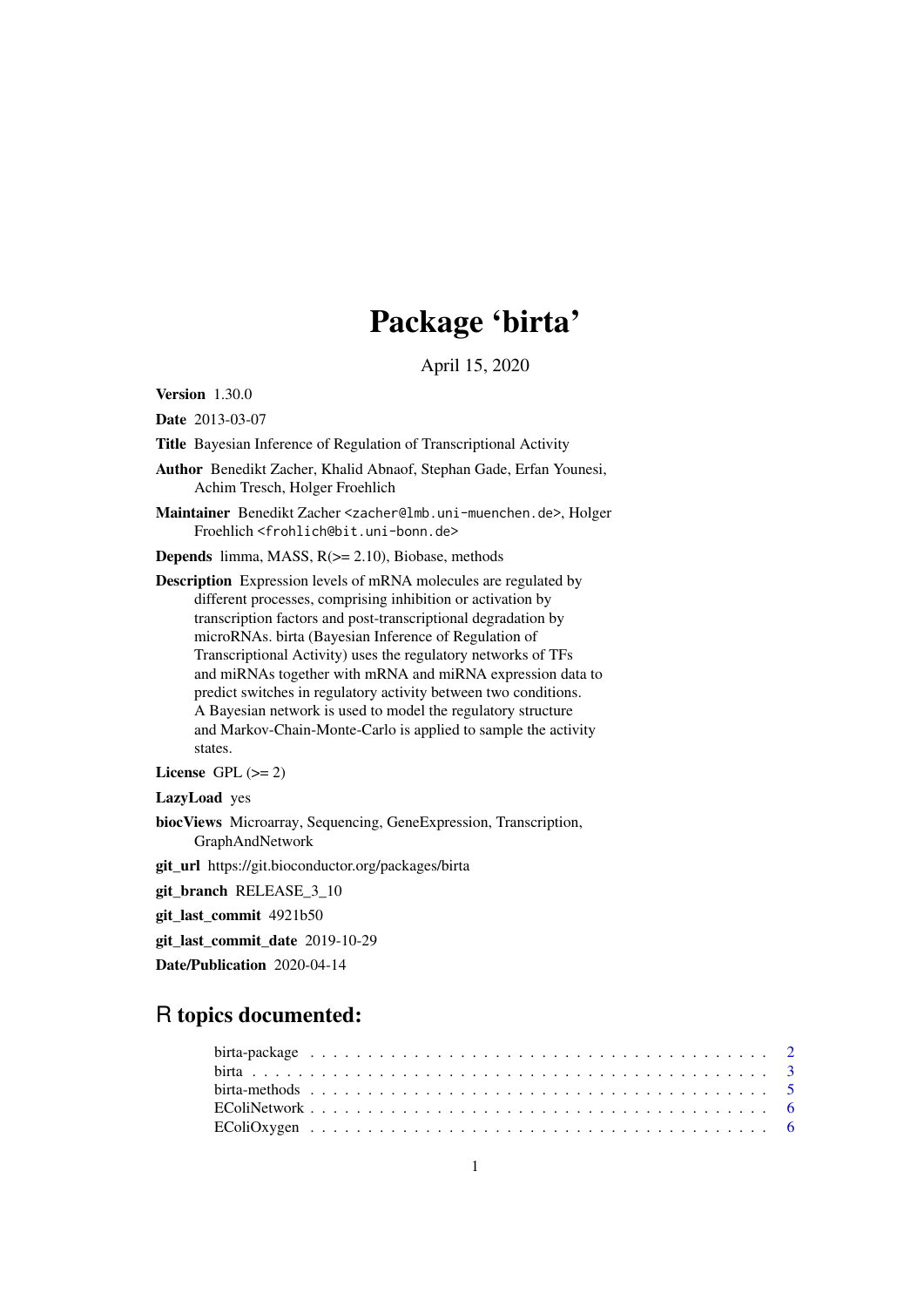# Package 'birta'

April 15, 2020

**Version** 1.30.0

**Date** 2013-03-07

**Title** Bayesian Inference of Regulation of Transcriptional Activity

**Author** Benedikt Zacher, Khalid Abnaof, Stephan Gade, Erfan Younesi, Achim Tresch, Holger Froehlich

**Maintainer** Benedikt Zacher <zacher@lmb.uni-muenchen.de>, Holger Froehlich <frohlich@bit.uni-bonn.de>

**Depends** limma, MASS, R(>= 2.10), Biobase, methods

**Description** Expression levels of mRNA molecules are regulated by different processes, comprising inhibition or activation by transcription factors and post-transcriptional degradation by microRNAs. birta (Bayesian Inference of Regulation of Transcriptional Activity) uses the regulatory networks of TFs and miRNAs together with mRNA and miRNA expression data to predict switches in regulatory activity between two conditions. A Bayesian network is used to model the regulatory structure and Markov-Chain-Monte-Carlo is applied to sample the activity states.

**License** GPL (>= 2)

**LazyLoad** yes

**biocViews** Microarray, Sequencing, GeneExpression, Transcription, GraphAndNetwork

**git_url** https://git.bioconductor.org/packages/birta

**git_branch** RELEASE_3_10

**git_last_commit** 4921b50

**git_last_commit_date** 2019-10-29

**Date/Publication** 2020-04-14

## R topics documented:

- birta-package . . . . . . . . . . . . . . . . . . . . . . . . . . . . . . . . . . . . . . . . . 2
- birta . . . . . . . . . . . . . . . . . . . . . . . . . . . . . . . . . . . . . . . . . . . . . . 3
- birta-methods . . . . . . . . . . . . . . . . . . . . . . . . . . . . . . . . . . . . . . . . . 5
- EColiNetwork . . . . . . . . . . . . . . . . . . . . . . . . . . . . . . . . . . . . . . . . . 6
- EColiOxygen . . . . . . . . . . . . . . . . . . . . . . . . . . . . . . . . . . . . . . . . . 6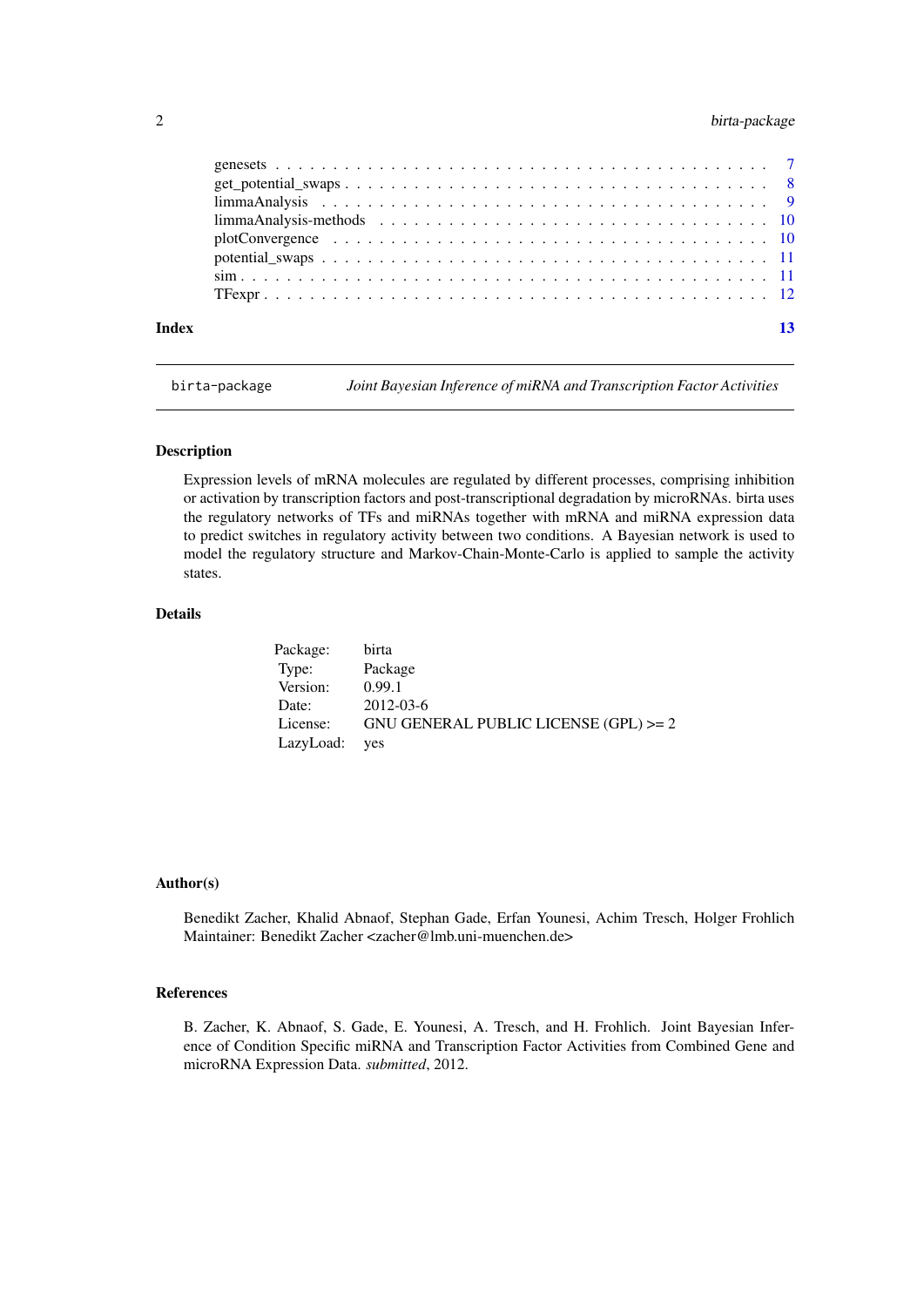genesets . . . . . . . . . . . . . . . . . . . . . . . . . . . . . . . . . . . . . . . . . . . 7
get_potential_swaps . . . . . . . . . . . . . . . . . . . . . . . . . . . . . . . . . . . . 8
limmaAnalysis . . . . . . . . . . . . . . . . . . . . . . . . . . . . . . . . . . . . . . . 9
limmaAnalysis-methods . . . . . . . . . . . . . . . . . . . . . . . . . . . . . . . . . . 10
plotConvergence . . . . . . . . . . . . . . . . . . . . . . . . . . . . . . . . . . . . . . 10
potential_swaps . . . . . . . . . . . . . . . . . . . . . . . . . . . . . . . . . . . . . . 11
sim . . . . . . . . . . . . . . . . . . . . . . . . . . . . . . . . . . . . . . . . . . . . . 11
TFexpr . . . . . . . . . . . . . . . . . . . . . . . . . . . . . . . . . . . . . . . . . . . 12

**Index** **13**

---

birta-package *Joint Bayesian Inference of miRNA and Transcription Factor Activities*

---

### Description

Expression levels of mRNA molecules are regulated by different processes, comprising inhibition or activation by transcription factors and post-transcriptional degradation by microRNAs. birta uses the regulatory networks of TFs and miRNAs together with mRNA and miRNA expression data to predict switches in regulatory activity between two conditions. A Bayesian network is used to model the regulatory structure and Markov-Chain-Monte-Carlo is applied to sample the activity states.

### Details

| | |
|---|---|
| Package: | birta |
| Type: | Package |
| Version: | 0.99.1 |
| Date: | 2012-03-6 |
| License: | GNU GENERAL PUBLIC LICENSE (GPL) >= 2 |
| LazyLoad: | yes |

### Author(s)

Benedikt Zacher, Khalid Abnaof, Stephan Gade, Erfan Younesi, Achim Tresch, Holger Frohlich
Maintainer: Benedikt Zacher <zacher@lmb.uni-muenchen.de>

### References

B. Zacher, K. Abnaof, S. Gade, E. Younesi, A. Tresch, and H. Frohlich. Joint Bayesian Inference of Condition Specific miRNA and Transcription Factor Activities from Combined Gene and microRNA Expression Data. *submitted*, 2012.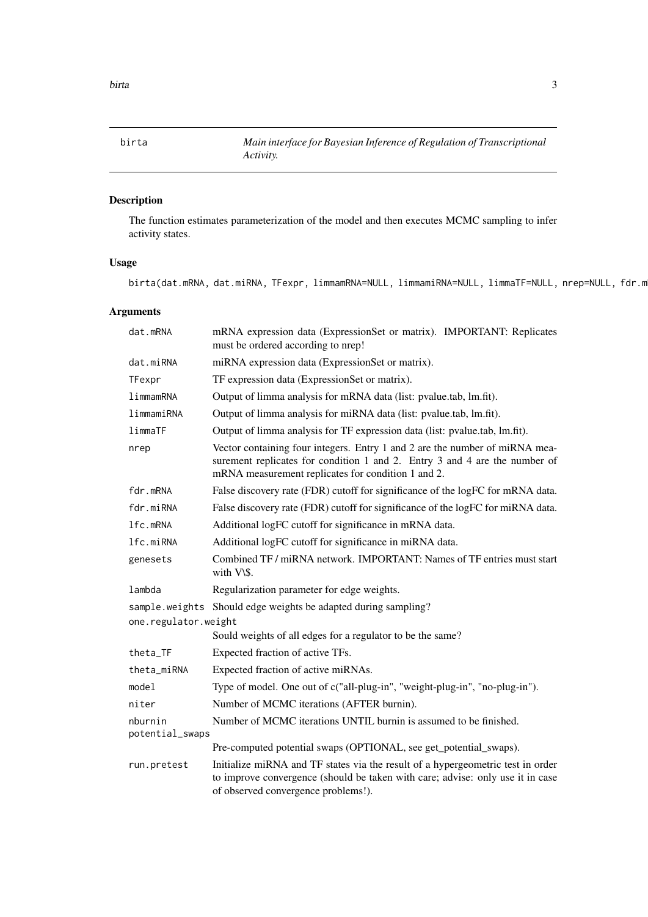birta — *Main interface for Bayesian Inference of Regulation of Transcriptional Activity.*

## Description

The function estimates parameterization of the model and then executes MCMC sampling to infer activity states.

## Usage

```
birta(dat.mRNA, dat.miRNA, TFexpr, limmamRNA=NULL, limmamiRNA=NULL, limmaTF=NULL, nrep=NULL, fdr.m
```

## Arguments

| Argument | Description |
|---|---|
| dat.mRNA | mRNA expression data (ExpressionSet or matrix). IMPORTANT: Replicates must be ordered according to nrep! |
| dat.miRNA | miRNA expression data (ExpressionSet or matrix). |
| TFexpr | TF expression data (ExpressionSet or matrix). |
| limmamRNA | Output of limma analysis for mRNA data (list: pvalue.tab, lm.fit). |
| limmamiRNA | Output of limma analysis for miRNA data (list: pvalue.tab, lm.fit). |
| limmaTF | Output of limma analysis for TF expression data (list: pvalue.tab, lm.fit). |
| nrep | Vector containing four integers. Entry 1 and 2 are the number of miRNA measurement replicates for condition 1 and 2. Entry 3 and 4 are the number of mRNA measurement replicates for condition 1 and 2. |
| fdr.mRNA | False discovery rate (FDR) cutoff for significance of the logFC for mRNA data. |
| fdr.miRNA | False discovery rate (FDR) cutoff for significance of the logFC for miRNA data. |
| lfc.mRNA | Additional logFC cutoff for significance in mRNA data. |
| lfc.miRNA | Additional logFC cutoff for significance in miRNA data. |
| genesets | Combined TF / miRNA network. IMPORTANT: Names of TF entries must start with V\$. |
| lambda | Regularization parameter for edge weights. |
| sample.weights | Should edge weights be adapted during sampling? |
| one.regulator.weight | Sould weights of all edges for a regulator to be the same? |
| theta_TF | Expected fraction of active TFs. |
| theta_miRNA | Expected fraction of active miRNAs. |
| model | Type of model. One out of c("all-plug-in", "weight-plug-in", "no-plug-in"). |
| niter | Number of MCMC iterations (AFTER burnin). |
| nburnin | Number of MCMC iterations UNTIL burnin is assumed to be finished. |
| potential_swaps | Pre-computed potential swaps (OPTIONAL, see get_potential_swaps). |
| run.pretest | Initialize miRNA and TF states via the result of a hypergeometric test in order to improve convergence (should be taken with care; advise: only use it in case of observed convergence problems!). |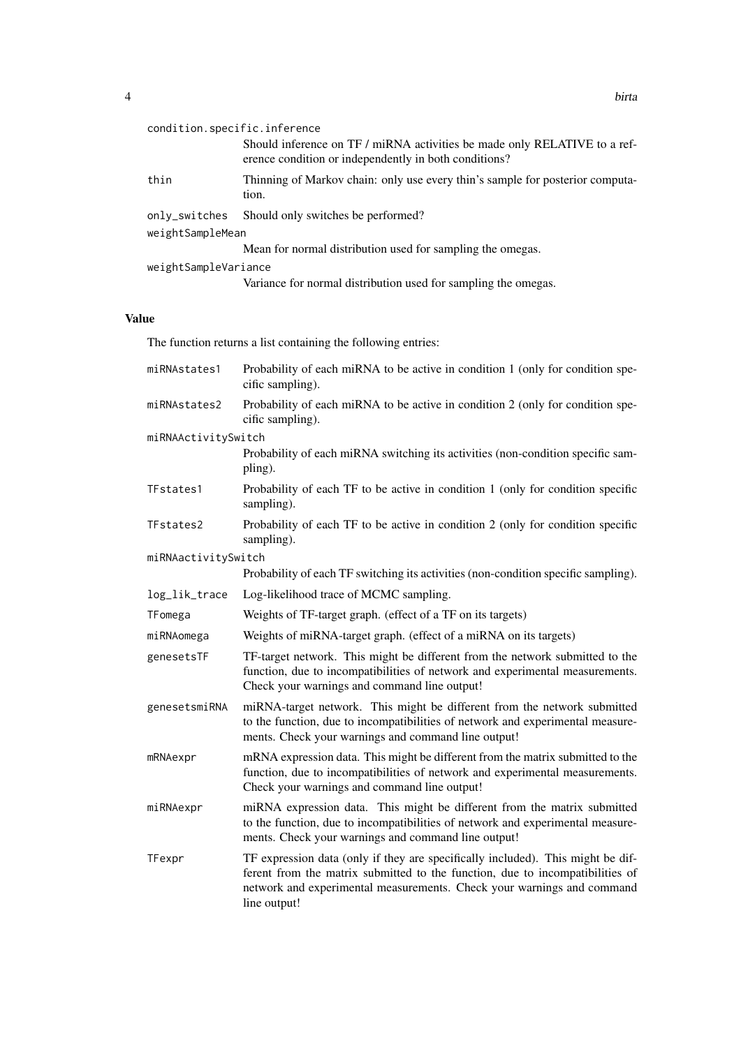`condition.specific.inference`
: Should inference on TF / miRNA activities be made only RELATIVE to a reference condition or independently in both conditions?

`thin`
: Thinning of Markov chain: only use every thin's sample for posterior computation.

`only_switches`
: Should only switches be performed?

`weightSampleMean`
: Mean for normal distribution used for sampling the omegas.

`weightSampleVariance`
: Variance for normal distribution used for sampling the omegas.

## Value

The function returns a list containing the following entries:

`miRNAstates1`
: Probability of each miRNA to be active in condition 1 (only for condition specific sampling).

`miRNAstates2`
: Probability of each miRNA to be active in condition 2 (only for condition specific sampling).

`miRNAActivitySwitch`
: Probability of each miRNA switching its activities (non-condition specific sampling).

`TFstates1`
: Probability of each TF to be active in condition 1 (only for condition specific sampling).

`TFstates2`
: Probability of each TF to be active in condition 2 (only for condition specific sampling).

`miRNAactivitySwitch`
: Probability of each TF switching its activities (non-condition specific sampling).

`log_lik_trace`
: Log-likelihood trace of MCMC sampling.

`TFomega`
: Weights of TF-target graph. (effect of a TF on its targets)

`miRNAomega`
: Weights of miRNA-target graph. (effect of a miRNA on its targets)

`genesetsTF`
: TF-target network. This might be different from the network submitted to the function, due to incompatibilities of network and experimental measurements. Check your warnings and command line output!

`genesetsmiRNA`
: miRNA-target network. This might be different from the network submitted to the function, due to incompatibilities of network and experimental measurements. Check your warnings and command line output!

`mRNAexpr`
: mRNA expression data. This might be different from the matrix submitted to the function, due to incompatibilities of network and experimental measurements. Check your warnings and command line output!

`miRNAexpr`
: miRNA expression data. This might be different from the matrix submitted to the function, due to incompatibilities of network and experimental measurements. Check your warnings and command line output!

`TFexpr`
: TF expression data (only if they are specifically included). This might be different from the matrix submitted to the function, due to incompatibilities of network and experimental measurements. Check your warnings and command line output!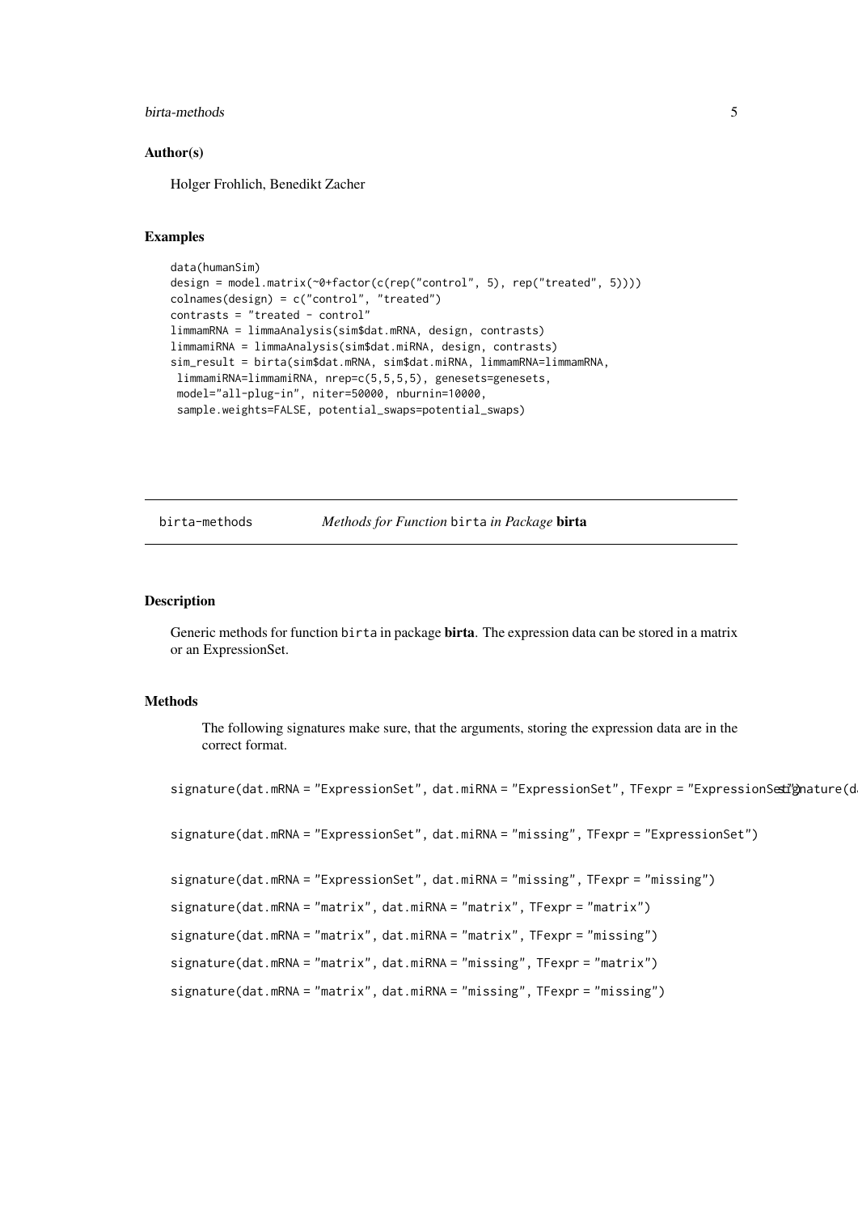## Author(s)

Holger Frohlich, Benedikt Zacher

## Examples

```
data(humanSim)
design = model.matrix(~0+factor(c(rep("control", 5), rep("treated", 5))))
colnames(design) = c("control", "treated")
contrasts = "treated - control"
limmamRNA = limmaAnalysis(sim$dat.mRNA, design, contrasts)
limmamiRNA = limmaAnalysis(sim$dat.miRNA, design, contrasts)
sim_result = birta(sim$dat.mRNA, sim$dat.miRNA, limmamRNA=limmamRNA,
 limmamiRNA=limmamiRNA, nrep=c(5,5,5,5), genesets=genesets,
 model="all-plug-in", niter=50000, nburnin=10000,
 sample.weights=FALSE, potential_swaps=potential_swaps)
```

---

# birta-methods — *Methods for Function* `birta` *in Package* **birta**

## Description

Generic methods for function `birta` in package **birta**. The expression data can be stored in a matrix or an ExpressionSet.

## Methods

The following signatures make sure, that the arguments, storing the expression data are in the correct format.

```
signature(dat.mRNA = "ExpressionSet", dat.miRNA = "ExpressionSet", TFexpr = "ExpressionSet")signature(d

signature(dat.mRNA = "ExpressionSet", dat.miRNA = "missing", TFexpr = "ExpressionSet")

signature(dat.mRNA = "ExpressionSet", dat.miRNA = "missing", TFexpr = "missing")

signature(dat.mRNA = "matrix", dat.miRNA = "matrix", TFexpr = "matrix")

signature(dat.mRNA = "matrix", dat.miRNA = "matrix", TFexpr = "missing")

signature(dat.mRNA = "matrix", dat.miRNA = "missing", TFexpr = "matrix")

signature(dat.mRNA = "matrix", dat.miRNA = "missing", TFexpr = "missing")
```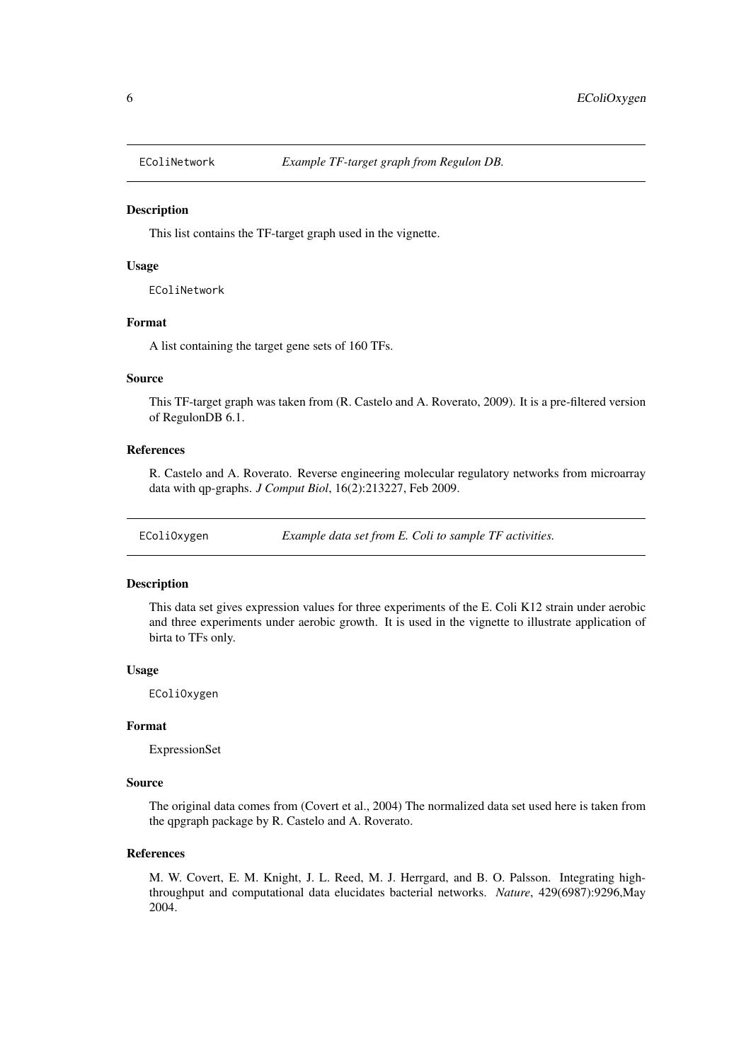## ECoLiNetwork — *Example TF-target graph from Regulon DB.*

### Description

This list contains the TF-target graph used in the vignette.

### Usage

```
EColiNetwork
```

### Format

A list containing the target gene sets of 160 TFs.

### Source

This TF-target graph was taken from (R. Castelo and A. Roverato, 2009). It is a pre-filtered version of RegulonDB 6.1.

### References

R. Castelo and A. Roverato. Reverse engineering molecular regulatory networks from microarray data with qp-graphs. *J Comput Biol*, 16(2):213227, Feb 2009.

## EColiOxygen — *Example data set from E. Coli to sample TF activities.*

### Description

This data set gives expression values for three experiments of the E. Coli K12 strain under aerobic and three experiments under aerobic growth. It is used in the vignette to illustrate application of birta to TFs only.

### Usage

```
EColiOxygen
```

### Format

ExpressionSet

### Source

The original data comes from (Covert et al., 2004) The normalized data set used here is taken from the qpgraph package by R. Castelo and A. Roverato.

### References

M. W. Covert, E. M. Knight, J. L. Reed, M. J. Herrgard, and B. O. Palsson. Integrating high-throughput and computational data elucidates bacterial networks. *Nature*, 429(6987):9296,May 2004.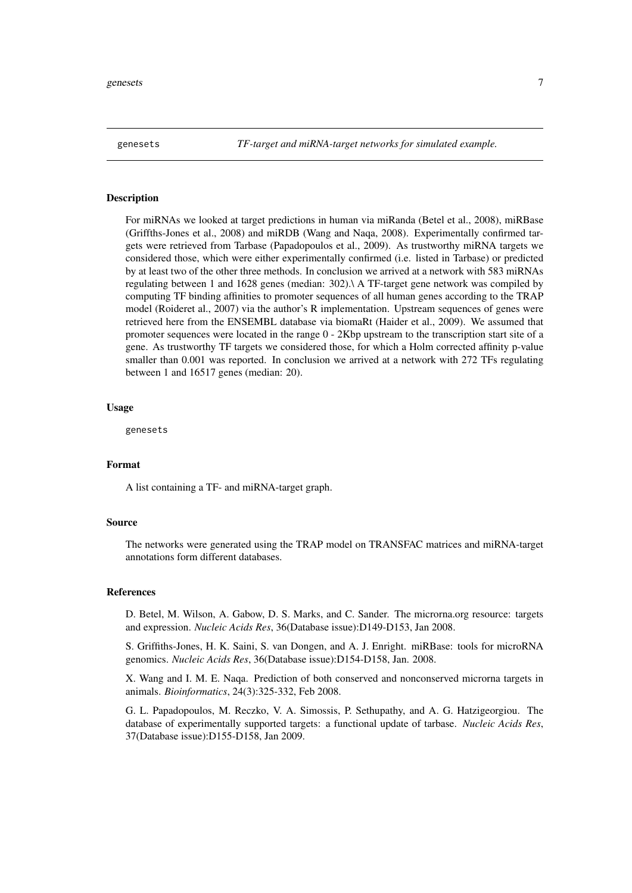genesets *TF-target and miRNA-target networks for simulated example.*

### Description

For miRNAs we looked at target predictions in human via miRanda (Betel et al., 2008), miRBase (Griffths-Jones et al., 2008) and miRDB (Wang and Naqa, 2008). Experimentally confirmed targets were retrieved from Tarbase (Papadopoulos et al., 2009). As trustworthy miRNA targets we considered those, which were either experimentally confirmed (i.e. listed in Tarbase) or predicted by at least two of the other three methods. In conclusion we arrived at a network with 583 miRNAs regulating between 1 and 1628 genes (median: 302).\ A TF-target gene network was compiled by computing TF binding affinities to promoter sequences of all human genes according to the TRAP model (Roideret al., 2007) via the author's R implementation. Upstream sequences of genes were retrieved here from the ENSEMBL database via biomaRt (Haider et al., 2009). We assumed that promoter sequences were located in the range 0 - 2Kbp upstream to the transcription start site of a gene. As trustworthy TF targets we considered those, for which a Holm corrected affinity p-value smaller than 0.001 was reported. In conclusion we arrived at a network with 272 TFs regulating between 1 and 16517 genes (median: 20).

### Usage

```
genesets
```

### Format

A list containing a TF- and miRNA-target graph.

### Source

The networks were generated using the TRAP model on TRANSFAC matrices and miRNA-target annotations form different databases.

### References

D. Betel, M. Wilson, A. Gabow, D. S. Marks, and C. Sander. The microrna.org resource: targets and expression. *Nucleic Acids Res*, 36(Database issue):D149-D153, Jan 2008.

S. Griffiths-Jones, H. K. Saini, S. van Dongen, and A. J. Enright. miRBase: tools for microRNA genomics. *Nucleic Acids Res*, 36(Database issue):D154-D158, Jan. 2008.

X. Wang and I. M. E. Naqa. Prediction of both conserved and nonconserved microrna targets in animals. *Bioinformatics*, 24(3):325-332, Feb 2008.

G. L. Papadopoulos, M. Reczko, V. A. Simossis, P. Sethupathy, and A. G. Hatzigeorgiou. The database of experimentally supported targets: a functional update of tarbase. *Nucleic Acids Res*, 37(Database issue):D155-D158, Jan 2009.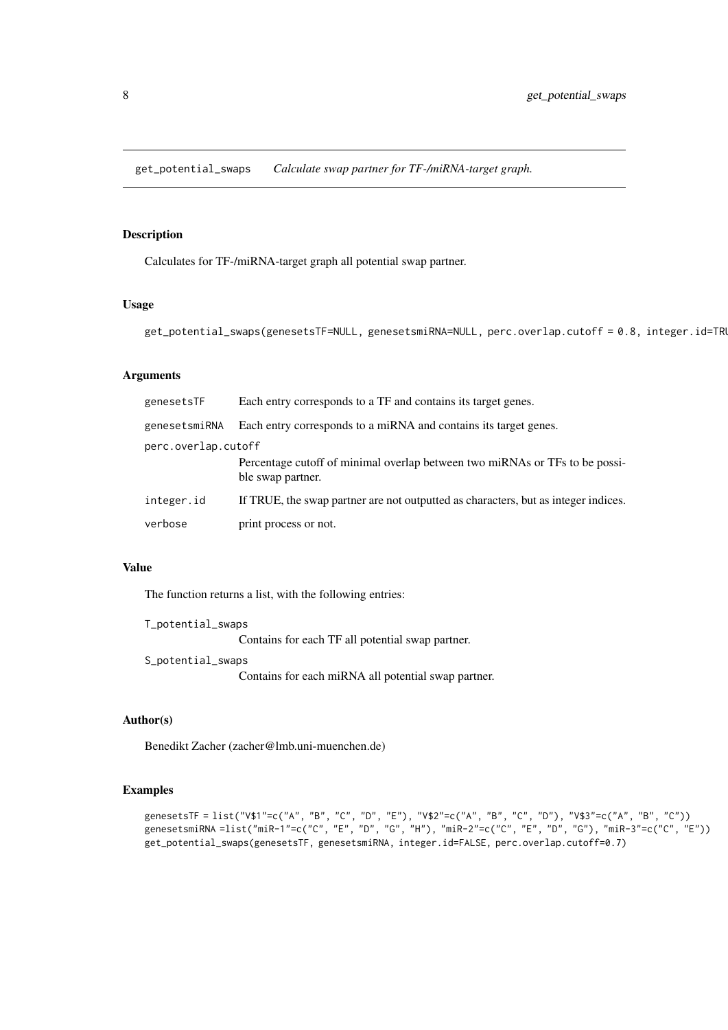get_potential_swaps *Calculate swap partner for TF-/miRNA-target graph.*

## Description

Calculates for TF-/miRNA-target graph all potential swap partner.

## Usage

```
get_potential_swaps(genesetsTF=NULL, genesetsmiRNA=NULL, perc.overlap.cutoff = 0.8, integer.id=TRU
```

## Arguments

| | |
|---|---|
| genesetsTF | Each entry corresponds to a TF and contains its target genes. |
| genesetsmiRNA | Each entry corresponds to a miRNA and contains its target genes. |
| perc.overlap.cutoff | Percentage cutoff of minimal overlap between two miRNAs or TFs to be possible swap partner. |
| integer.id | If TRUE, the swap partner are not outputted as characters, but as integer indices. |
| verbose | print process or not. |

## Value

The function returns a list, with the following entries:

T_potential_swaps
: Contains for each TF all potential swap partner.

S_potential_swaps
: Contains for each miRNA all potential swap partner.

## Author(s)

Benedikt Zacher (zacher@lmb.uni-muenchen.de)

## Examples

```
genesetsTF = list("V$1"=c("A", "B", "C", "D", "E"), "V$2"=c("A", "B", "C", "D"), "V$3"=c("A", "B", "C"))
genesetsmiRNA =list("miR-1"=c("C", "E", "D", "G", "H"), "miR-2"=c("C", "E", "D", "G"), "miR-3"=c("C", "E"))
get_potential_swaps(genesetsTF, genesetsmiRNA, integer.id=FALSE, perc.overlap.cutoff=0.7)
```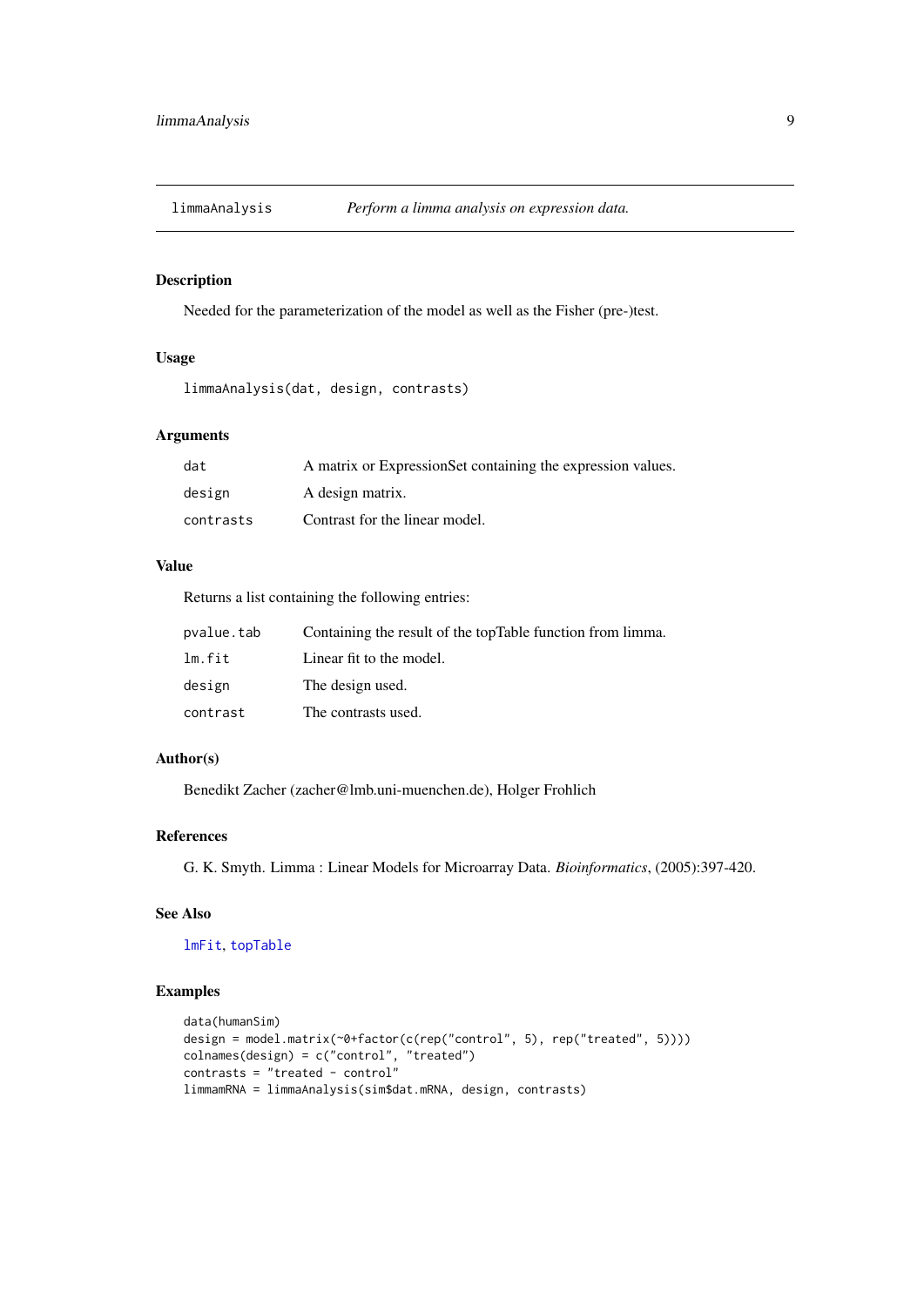`limmaAnalysis` *Perform a limma analysis on expression data.*

### Description

Needed for the parameterization of the model as well as the Fisher (pre-)test.

### Usage

```
limmaAnalysis(dat, design, contrasts)
```

### Arguments

| | |
|---|---|
| `dat` | A matrix or ExpressionSet containing the expression values. |
| `design` | A design matrix. |
| `contrasts` | Contrast for the linear model. |

### Value

Returns a list containing the following entries:

| | |
|---|---|
| `pvalue.tab` | Containing the result of the topTable function from limma. |
| `lm.fit` | Linear fit to the model. |
| `design` | The design used. |
| `contrast` | The contrasts used. |

### Author(s)

Benedikt Zacher (zacher@lmb.uni-muenchen.de), Holger Frohlich

### References

G. K. Smyth. Limma : Linear Models for Microarray Data. *Bioinformatics*, (2005):397-420.

### See Also

`lmFit`, `topTable`

### Examples

```
data(humanSim)
design = model.matrix(~0+factor(c(rep("control", 5), rep("treated", 5))))
colnames(design) = c("control", "treated")
contrasts = "treated - control"
limmamRNA = limmaAnalysis(sim$dat.mRNA, design, contrasts)
```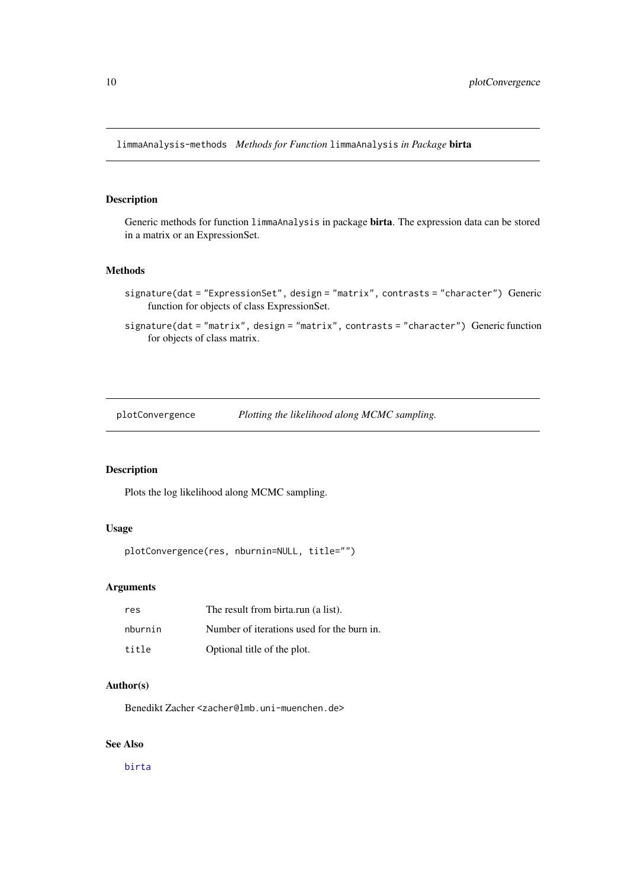## limmaAnalysis-methods *Methods for Function* `limmaAnalysis` *in Package* **birta**

### Description

Generic methods for function `limmaAnalysis` in package **birta**. The expression data can be stored in a matrix or an ExpressionSet.

### Methods

`signature(dat = "ExpressionSet", design = "matrix", contrasts = "character")` Generic function for objects of class ExpressionSet.

`signature(dat = "matrix", design = "matrix", contrasts = "character")` Generic function for objects of class matrix.

## plotConvergence *Plotting the likelihood along MCMC sampling.*

### Description

Plots the log likelihood along MCMC sampling.

### Usage

```
plotConvergence(res, nburnin=NULL, title="")
```

### Arguments

| | |
|---|---|
| `res` | The result from birta.run (a list). |
| `nburnin` | Number of iterations used for the burn in. |
| `title` | Optional title of the plot. |

### Author(s)

Benedikt Zacher <zacher@lmb.uni-muenchen.de>

### See Also

birta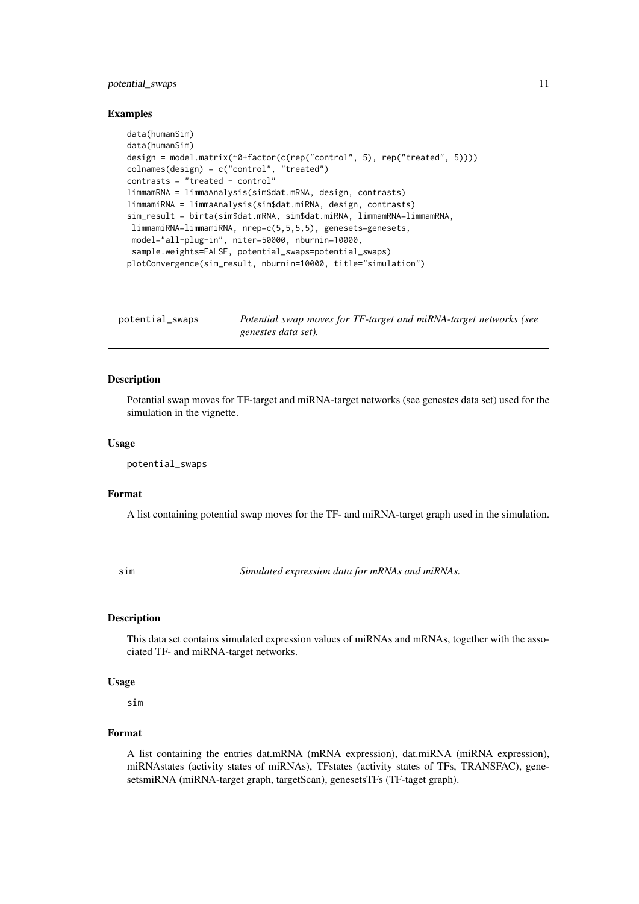### Examples

```
data(humanSim)
data(humanSim)
design = model.matrix(~0+factor(c(rep("control", 5), rep("treated", 5))))
colnames(design) = c("control", "treated")
contrasts = "treated - control"
limmamRNA = limmaAnalysis(sim$dat.mRNA, design, contrasts)
limmamiRNA = limmaAnalysis(sim$dat.miRNA, design, contrasts)
sim_result = birta(sim$dat.mRNA, sim$dat.miRNA, limmamRNA=limmamRNA,
 limmamiRNA=limmamiRNA, nrep=c(5,5,5,5), genesets=genesets,
 model="all-plug-in", niter=50000, nburnin=10000,
 sample.weights=FALSE, potential_swaps=potential_swaps)
plotConvergence(sim_result, nburnin=10000, title="simulation")
```

---

## potential_swaps — *Potential swap moves for TF-target and miRNA-target networks (see genestes data set).*

### Description

Potential swap moves for TF-target and miRNA-target networks (see genestes data set) used for the simulation in the vignette.

### Usage

```
potential_swaps
```

### Format

A list containing potential swap moves for the TF- and miRNA-target graph used in the simulation.

---

## sim — *Simulated expression data for mRNAs and miRNAs.*

### Description

This data set contains simulated expression values of miRNAs and mRNAs, together with the associated TF- and miRNA-target networks.

### Usage

```
sim
```

### Format

A list containing the entries dat.mRNA (mRNA expression), dat.miRNA (miRNA expression), miRNAstates (activity states of miRNAs), TFstates (activity states of TFs, TRANSFAC), genesetsmiRNA (miRNA-target graph, targetScan), genesetsTFs (TF-taget graph).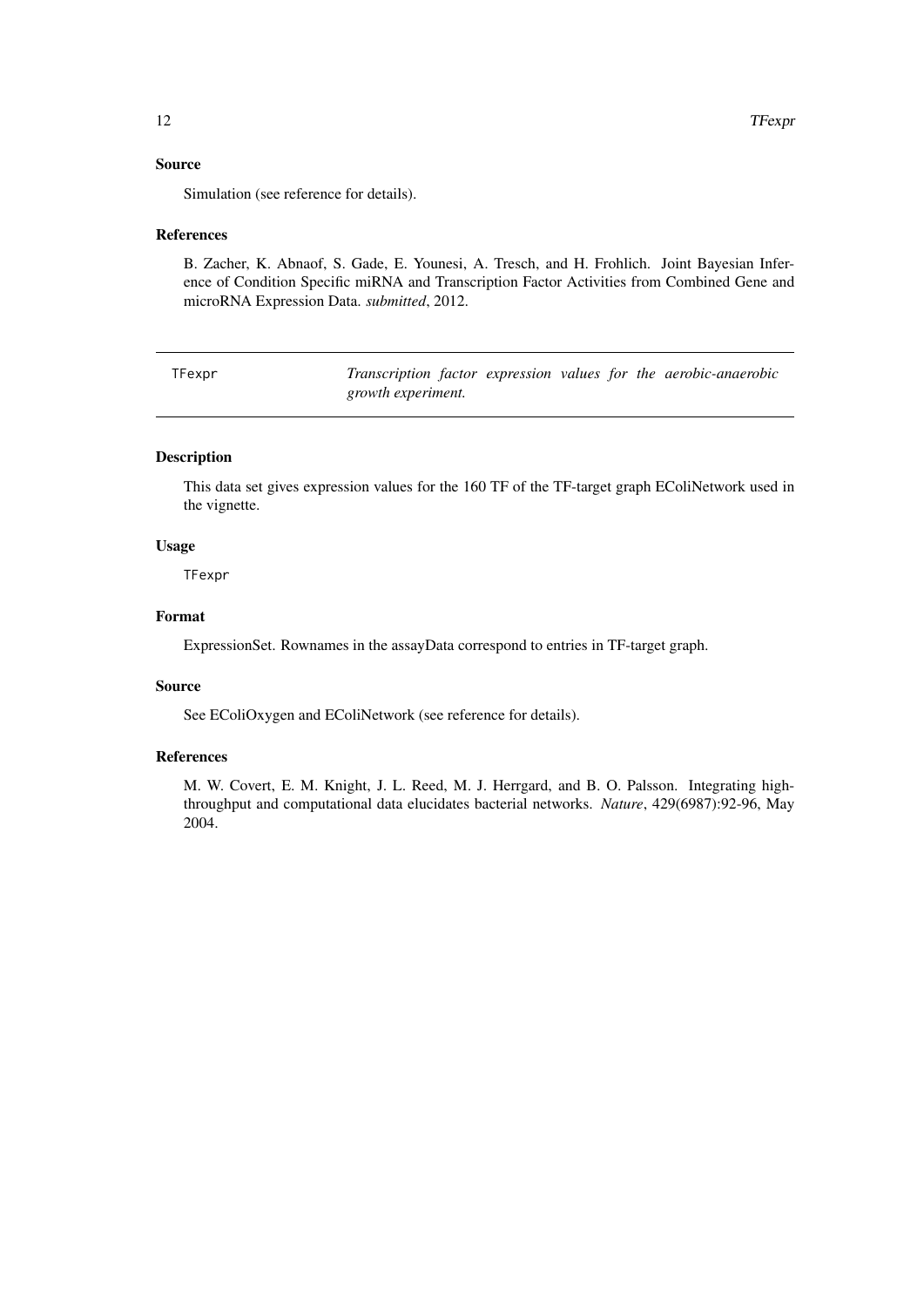### Source

Simulation (see reference for details).

### References

B. Zacher, K. Abnaof, S. Gade, E. Younesi, A. Tresch, and H. Frohlich. Joint Bayesian Inference of Condition Specific miRNA and Transcription Factor Activities from Combined Gene and microRNA Expression Data. *submitted*, 2012.

---

## TFexpr — *Transcription factor expression values for the aerobic-anaerobic growth experiment.*

---

### Description

This data set gives expression values for the 160 TF of the TF-target graph EColiNetwork used in the vignette.

### Usage

```
TFexpr
```

### Format

ExpressionSet. Rownames in the assayData correspond to entries in TF-target graph.

### Source

See EColiOxygen and EColiNetwork (see reference for details).

### References

M. W. Covert, E. M. Knight, J. L. Reed, M. J. Herrgard, and B. O. Palsson. Integrating high-throughput and computational data elucidates bacterial networks. *Nature*, 429(6987):92-96, May 2004.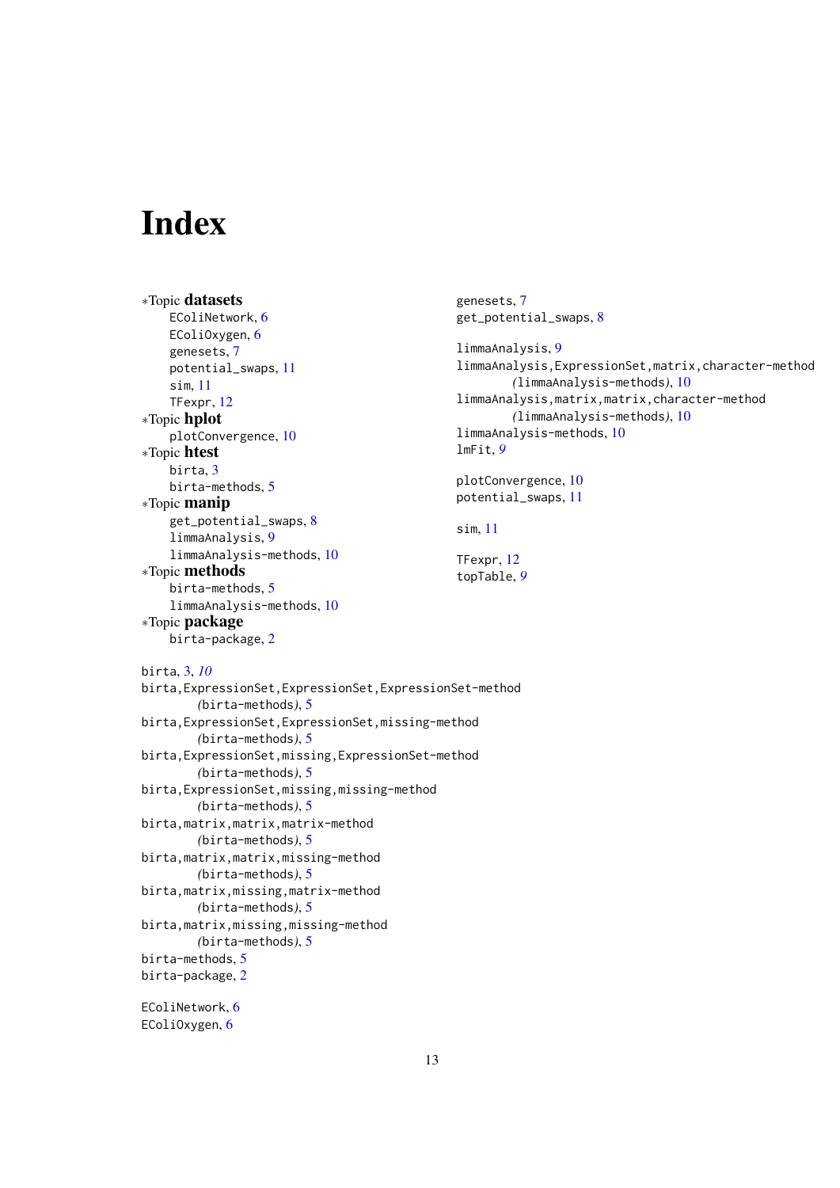# Index

*Topic **datasets**
- EColiNetwork, 6
- EColiOxygen, 6
- genesets, 7
- potential_swaps, 11
- sim, 11
- TFexpr, 12

*Topic **hplot**
- plotConvergence, 10

*Topic **htest**
- birta, 3
- birta-methods, 5

*Topic **manip**
- get_potential_swaps, 8
- limmaAnalysis, 9
- limmaAnalysis-methods, 10

*Topic **methods**
- birta-methods, 5
- limmaAnalysis-methods, 10

*Topic **package**
- birta-package, 2

birta, 3, *10*
birta,ExpressionSet,ExpressionSet,ExpressionSet-method (birta-methods), 5
birta,ExpressionSet,ExpressionSet,missing-method (birta-methods), 5
birta,ExpressionSet,missing,ExpressionSet-method (birta-methods), 5
birta,ExpressionSet,missing,missing-method (birta-methods), 5
birta,matrix,matrix,matrix-method (birta-methods), 5
birta,matrix,matrix,missing-method (birta-methods), 5
birta,matrix,missing,matrix-method (birta-methods), 5
birta,matrix,missing,missing-method (birta-methods), 5
birta-methods, 5
birta-package, 2

EColiNetwork, 6
EColiOxygen, 6

genesets, 7
get_potential_swaps, 8

limmaAnalysis, 9
limmaAnalysis,ExpressionSet,matrix,character-method (limmaAnalysis-methods), 10
limmaAnalysis,matrix,matrix,character-method (limmaAnalysis-methods), 10
limmaAnalysis-methods, 10
lmFit, *9*

plotConvergence, 10
potential_swaps, 11

sim, 11

TFexpr, 12
topTable, *9*